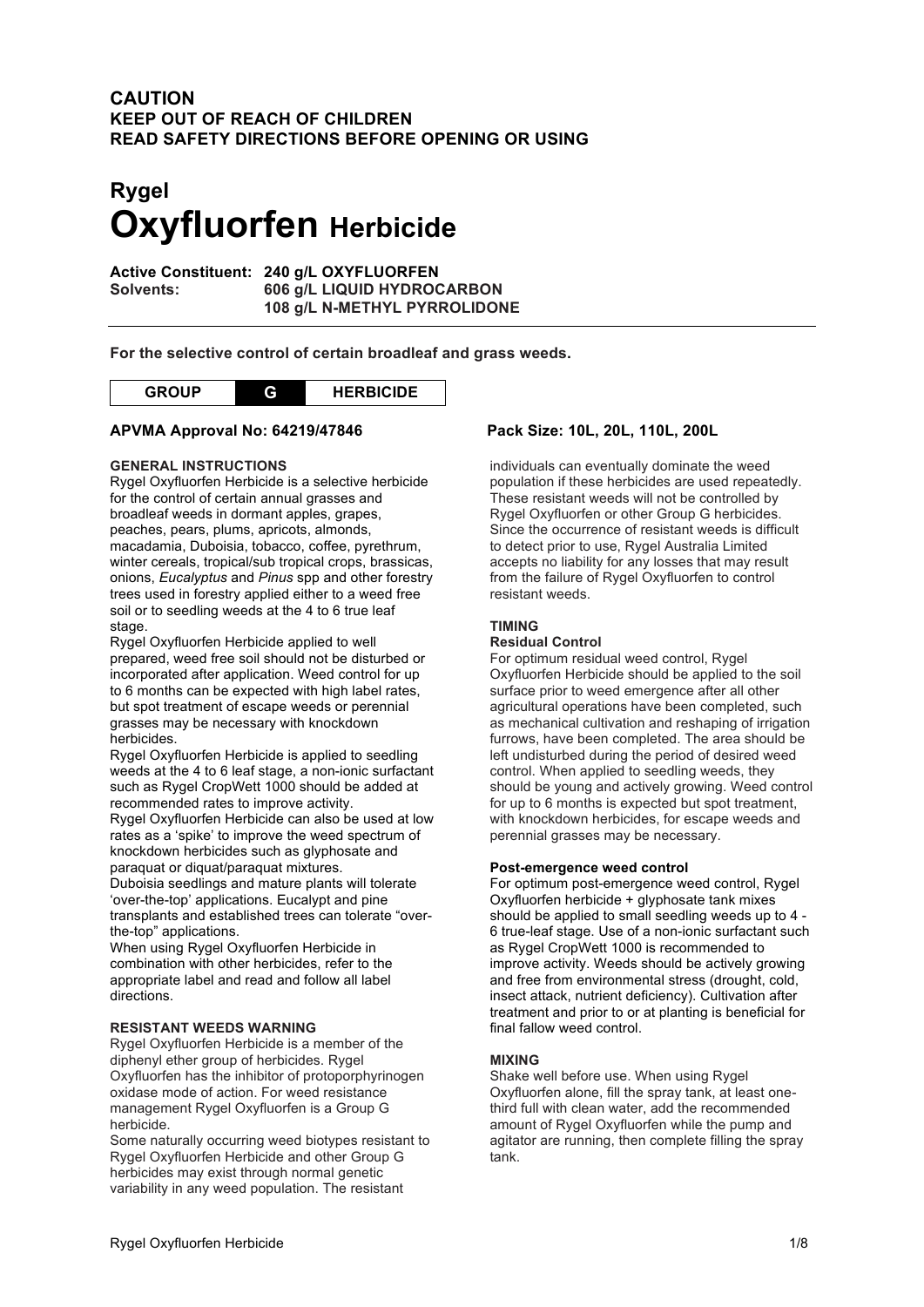**CAUTION**
**KEEP OUT OF REACH OF CHILDREN**
**READ SAFETY DIRECTIONS BEFORE OPENING OR USING**

# Rygel
# Oxyfluorfen Herbicide

**Active Constituent: 240 g/L OXYFLUORFEN**
**Solvents: 606 g/L LIQUID HYDROCARBON**
**108 g/L N-METHYL PYRROLIDONE**

---

**For the selective control of certain broadleaf and grass weeds.**

| GROUP | G | HERBICIDE |
|---|---|---|

**APVMA Approval No: 64219/47846**

**Pack Size: 10L, 20L, 110L, 200L**

### GENERAL INSTRUCTIONS

Rygel Oxyfluorfen Herbicide is a selective herbicide for the control of certain annual grasses and broadleaf weeds in dormant apples, grapes, peaches, pears, plums, apricots, almonds, macadamia, Duboisia, tobacco, coffee, pyrethrum, winter cereals, tropical/sub tropical crops, brassicas, onions, *Eucalyptus* and *Pinus* spp and other forestry trees used in forestry applied either to a weed free soil or to seedling weeds at the 4 to 6 true leaf stage.

Rygel Oxyfluorfen Herbicide applied to well prepared, weed free soil should not be disturbed or incorporated after application. Weed control for up to 6 months can be expected with high label rates, but spot treatment of escape weeds or perennial grasses may be necessary with knockdown herbicides.

Rygel Oxyfluorfen Herbicide is applied to seedling weeds at the 4 to 6 leaf stage, a non-ionic surfactant such as Rygel CropWett 1000 should be added at recommended rates to improve activity.

Rygel Oxyfluorfen Herbicide can also be used at low rates as a 'spike' to improve the weed spectrum of knockdown herbicides such as glyphosate and paraquat or diquat/paraquat mixtures.

Duboisia seedlings and mature plants will tolerate 'over-the-top' applications. Eucalypt and pine transplants and established trees can tolerate "over-the-top" applications.

When using Rygel Oxyfluorfen Herbicide in combination with other herbicides, refer to the appropriate label and read and follow all label directions.

### RESISTANT WEEDS WARNING

Rygel Oxyfluorfen Herbicide is a member of the diphenyl ether group of herbicides. Rygel Oxyfluorfen has the inhibitor of protoporphyrinogen oxidase mode of action. For weed resistance management Rygel Oxyfluorfen is a Group G herbicide.

Some naturally occurring weed biotypes resistant to Rygel Oxyfluorfen Herbicide and other Group G herbicides may exist through normal genetic variability in any weed population. The resistant individuals can eventually dominate the weed population if these herbicides are used repeatedly. These resistant weeds will not be controlled by Rygel Oxyfluorfen or other Group G herbicides. Since the occurrence of resistant weeds is difficult to detect prior to use, Rygel Australia Limited accepts no liability for any losses that may result from the failure of Rygel Oxyfluorfen to control resistant weeds.

### TIMING

#### Residual Control

For optimum residual weed control, Rygel Oxyfluorfen Herbicide should be applied to the soil surface prior to weed emergence after all other agricultural operations have been completed, such as mechanical cultivation and reshaping of irrigation furrows, have been completed. The area should be left undisturbed during the period of desired weed control. When applied to seedling weeds, they should be young and actively growing. Weed control for up to 6 months is expected but spot treatment, with knockdown herbicides, for escape weeds and perennial grasses may be necessary.

#### Post-emergence weed control

For optimum post-emergence weed control, Rygel Oxyfluorfen herbicide + glyphosate tank mixes should be applied to small seedling weeds up to 4 - 6 true-leaf stage. Use of a non-ionic surfactant such as Rygel CropWett 1000 is recommended to improve activity. Weeds should be actively growing and free from environmental stress (drought, cold, insect attack, nutrient deficiency). Cultivation after treatment and prior to or at planting is beneficial for final fallow weed control.

### MIXING

Shake well before use. When using Rygel Oxyfluorfen alone, fill the spray tank, at least one-third full with clean water, add the recommended amount of Rygel Oxyfluorfen while the pump and agitator are running, then complete filling the spray tank.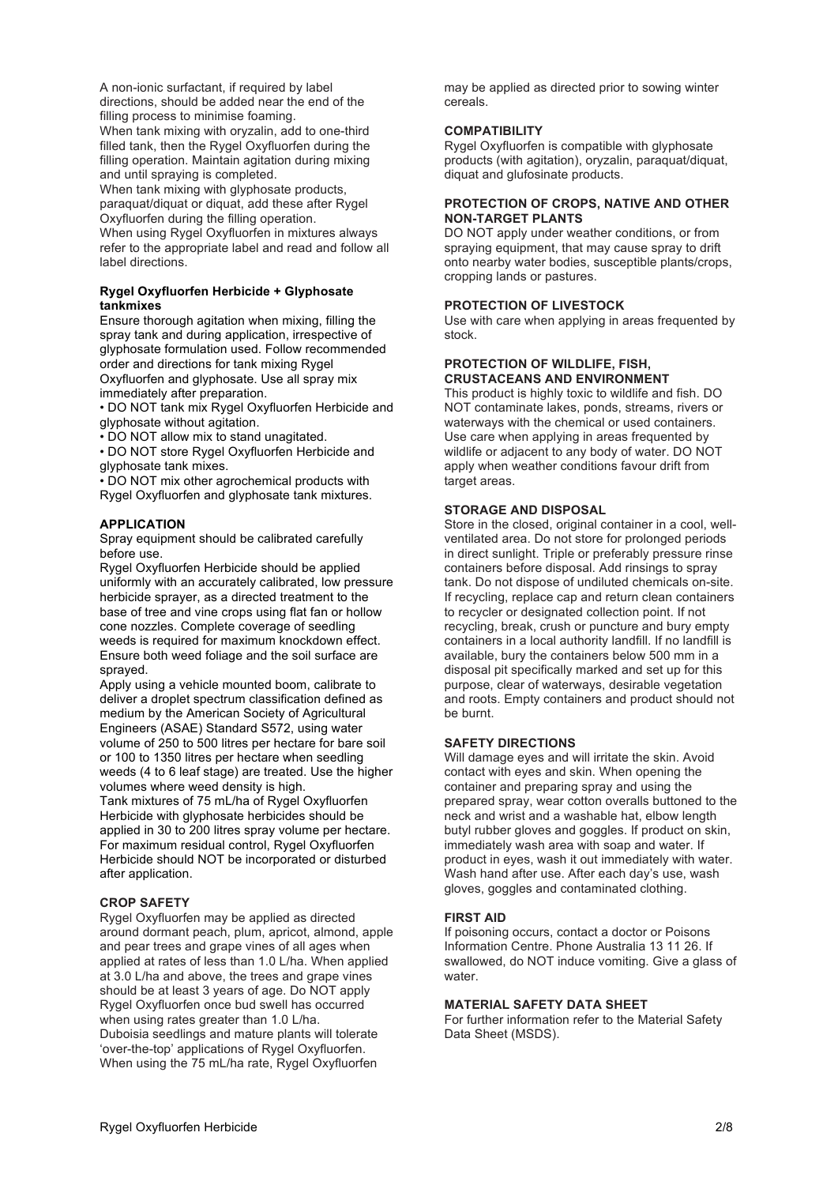A non-ionic surfactant, if required by label directions, should be added near the end of the filling process to minimise foaming.
When tank mixing with oryzalin, add to one-third filled tank, then the Rygel Oxyfluorfen during the filling operation. Maintain agitation during mixing and until spraying is completed.
When tank mixing with glyphosate products, paraquat/diquat or diquat, add these after Rygel Oxyfluorfen during the filling operation.
When using Rygel Oxyfluorfen in mixtures always refer to the appropriate label and read and follow all label directions.

**Rygel Oxyfluorfen Herbicide + Glyphosate tankmixes**

Ensure thorough agitation when mixing, filling the spray tank and during application, irrespective of glyphosate formulation used. Follow recommended order and directions for tank mixing Rygel Oxyfluorfen and glyphosate. Use all spray mix immediately after preparation.

- DO NOT tank mix Rygel Oxyfluorfen Herbicide and glyphosate without agitation.
- DO NOT allow mix to stand unagitated.
- DO NOT store Rygel Oxyfluorfen Herbicide and glyphosate tank mixes.
- DO NOT mix other agrochemical products with Rygel Oxyfluorfen and glyphosate tank mixtures.

## APPLICATION

Spray equipment should be calibrated carefully before use.
Rygel Oxyfluorfen Herbicide should be applied uniformly with an accurately calibrated, low pressure herbicide sprayer, as a directed treatment to the base of tree and vine crops using flat fan or hollow cone nozzles. Complete coverage of seedling weeds is required for maximum knockdown effect. Ensure both weed foliage and the soil surface are sprayed.
Apply using a vehicle mounted boom, calibrate to deliver a droplet spectrum classification defined as medium by the American Society of Agricultural Engineers (ASAE) Standard S572, using water volume of 250 to 500 litres per hectare for bare soil or 100 to 1350 litres per hectare when seedling weeds (4 to 6 leaf stage) are treated. Use the higher volumes where weed density is high.
Tank mixtures of 75 mL/ha of Rygel Oxyfluorfen Herbicide with glyphosate herbicides should be applied in 30 to 200 litres spray volume per hectare.
For maximum residual control, Rygel Oxyfluorfen Herbicide should NOT be incorporated or disturbed after application.

## CROP SAFETY

Rygel Oxyfluorfen may be applied as directed around dormant peach, plum, apricot, almond, apple and pear trees and grape vines of all ages when applied at rates of less than 1.0 L/ha. When applied at 3.0 L/ha and above, the trees and grape vines should be at least 3 years of age. Do NOT apply Rygel Oxyfluorfen once bud swell has occurred when using rates greater than 1.0 L/ha.
Duboisia seedlings and mature plants will tolerate 'over-the-top' applications of Rygel Oxyfluorfen.
When using the 75 mL/ha rate, Rygel Oxyfluorfen may be applied as directed prior to sowing winter cereals.

## COMPATIBILITY

Rygel Oxyfluorfen is compatible with glyphosate products (with agitation), oryzalin, paraquat/diquat, diquat and glufosinate products.

## PROTECTION OF CROPS, NATIVE AND OTHER NON-TARGET PLANTS

DO NOT apply under weather conditions, or from spraying equipment, that may cause spray to drift onto nearby water bodies, susceptible plants/crops, cropping lands or pastures.

## PROTECTION OF LIVESTOCK

Use with care when applying in areas frequented by stock.

## PROTECTION OF WILDLIFE, FISH, CRUSTACEANS AND ENVIRONMENT

This product is highly toxic to wildlife and fish. DO NOT contaminate lakes, ponds, streams, rivers or waterways with the chemical or used containers. Use care when applying in areas frequented by wildlife or adjacent to any body of water. DO NOT apply when weather conditions favour drift from target areas.

## STORAGE AND DISPOSAL

Store in the closed, original container in a cool, well-ventilated area. Do not store for prolonged periods in direct sunlight. Triple or preferably pressure rinse containers before disposal. Add rinsings to spray tank. Do not dispose of undiluted chemicals on-site. If recycling, replace cap and return clean containers to recycler or designated collection point. If not recycling, break, crush or puncture and bury empty containers in a local authority landfill. If no landfill is available, bury the containers below 500 mm in a disposal pit specifically marked and set up for this purpose, clear of waterways, desirable vegetation and roots. Empty containers and product should not be burnt.

## SAFETY DIRECTIONS

Will damage eyes and will irritate the skin. Avoid contact with eyes and skin. When opening the container and preparing spray and using the prepared spray, wear cotton overalls buttoned to the neck and wrist and a washable hat, elbow length butyl rubber gloves and goggles. If product on skin, immediately wash area with soap and water. If product in eyes, wash it out immediately with water. Wash hand after use. After each day's use, wash gloves, goggles and contaminated clothing.

## FIRST AID

If poisoning occurs, contact a doctor or Poisons Information Centre. Phone Australia 13 11 26. If swallowed, do NOT induce vomiting. Give a glass of water.

## MATERIAL SAFETY DATA SHEET

For further information refer to the Material Safety Data Sheet (MSDS).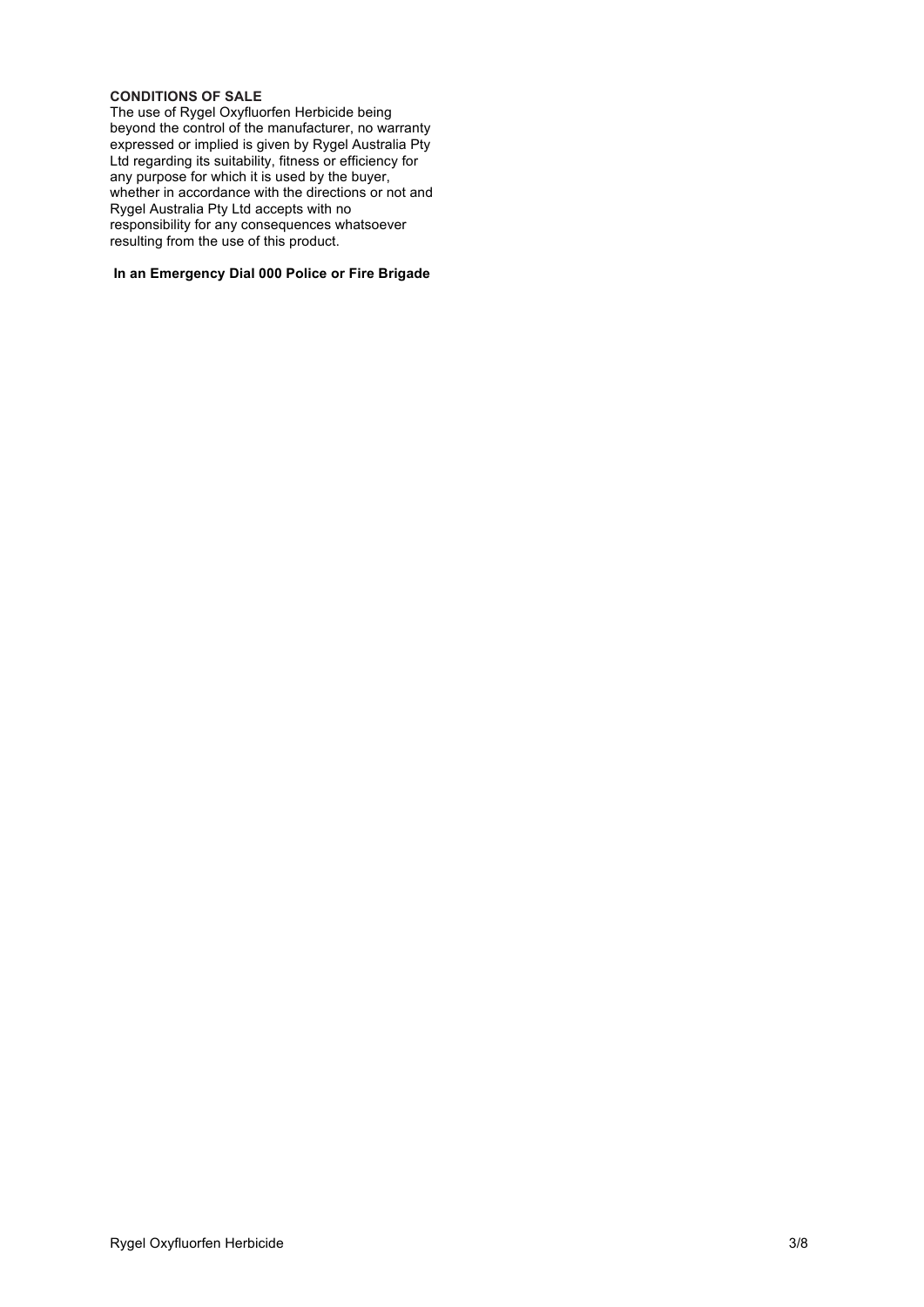**CONDITIONS OF SALE**

The use of Rygel Oxyfluorfen Herbicide being beyond the control of the manufacturer, no warranty expressed or implied is given by Rygel Australia Pty Ltd regarding its suitability, fitness or efficiency for any purpose for which it is used by the buyer, whether in accordance with the directions or not and Rygel Australia Pty Ltd accepts with no responsibility for any consequences whatsoever resulting from the use of this product.

**In an Emergency Dial 000 Police or Fire Brigade**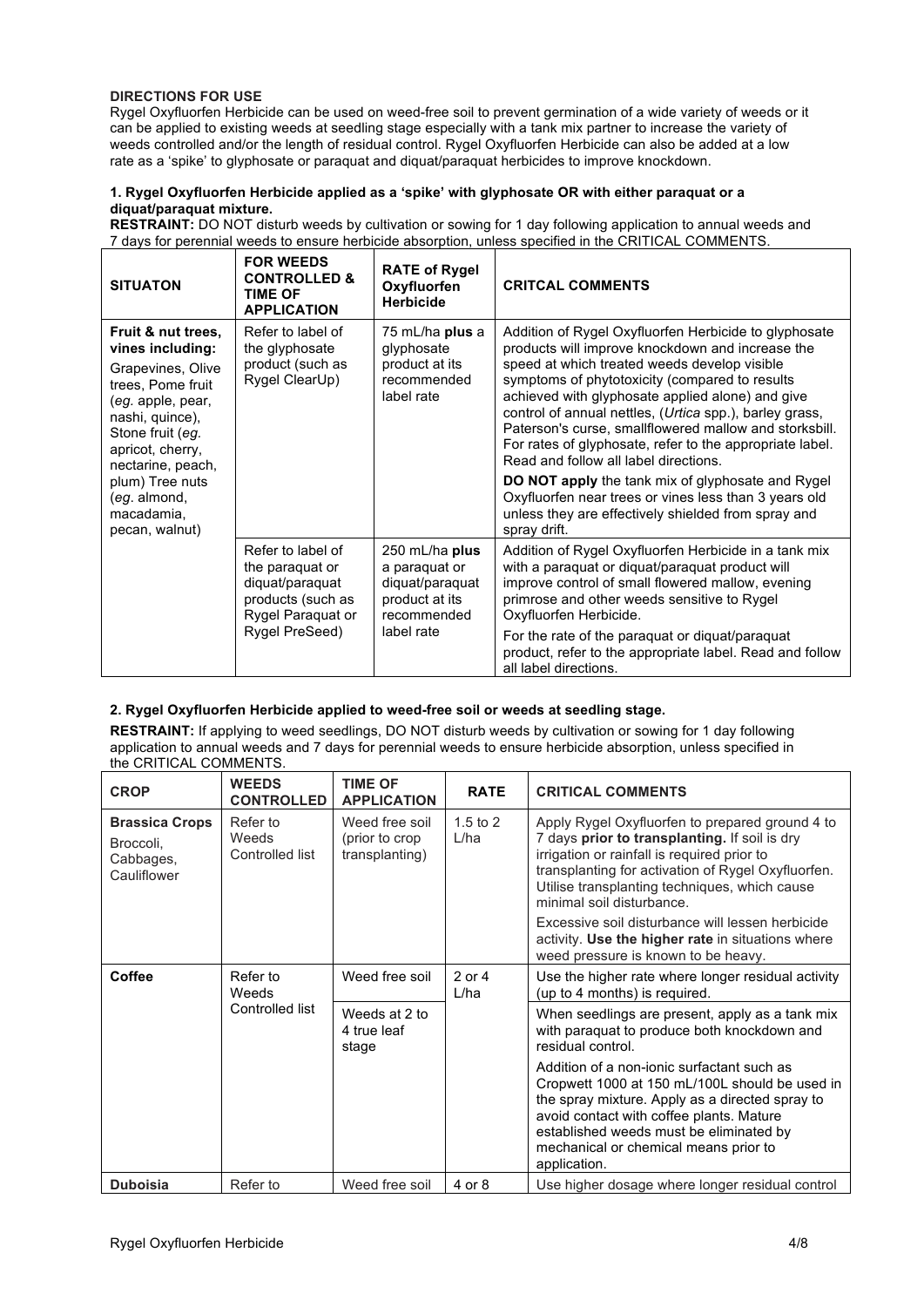**DIRECTIONS FOR USE**

Rygel Oxyfluorfen Herbicide can be used on weed-free soil to prevent germination of a wide variety of weeds or it can be applied to existing weeds at seedling stage especially with a tank mix partner to increase the variety of weeds controlled and/or the length of residual control. Rygel Oxyfluorfen Herbicide can also be added at a low rate as a 'spike' to glyphosate or paraquat and diquat/paraquat herbicides to improve knockdown.

**1. Rygel Oxyfluorfen Herbicide applied as a 'spike' with glyphosate OR with either paraquat or a diquat/paraquat mixture.**

**RESTRAINT:** DO NOT disturb weeds by cultivation or sowing for 1 day following application to annual weeds and 7 days for perennial weeds to ensure herbicide absorption, unless specified in the CRITICAL COMMENTS.

| SITUATON | FOR WEEDS CONTROLLED & TIME OF APPLICATION | RATE of Rygel Oxyfluorfen Herbicide | CRITCAL COMMENTS |
|---|---|---|---|
| **Fruit & nut trees, vines including:** Grapevines, Olive trees, Pome fruit (*eg.* apple, pear, nashi, quince), Stone fruit (*eg.* apricot, cherry, nectarine, peach, plum) Tree nuts (*eg.* almond, macadamia, pecan, walnut) | Refer to label of the glyphosate product (such as Rygel ClearUp) | 75 mL/ha **plus** a glyphosate product at its recommended label rate | Addition of Rygel Oxyfluorfen Herbicide to glyphosate products will improve knockdown and increase the speed at which treated weeds develop visible symptoms of phytotoxicity (compared to results achieved with glyphosate applied alone) and give control of annual nettles, (*Urtica* spp.), barley grass, Paterson's curse, smallflowered mallow and storksbill. For rates of glyphosate, refer to the appropriate label. Read and follow all label directions. **DO NOT apply** the tank mix of glyphosate and Rygel Oxyfluorfen near trees or vines less than 3 years old unless they are effectively shielded from spray and spray drift. |
| | Refer to label of the paraquat or diquat/paraquat products (such as Rygel Paraquat or Rygel PreSeed) | 250 mL/ha **plus** a paraquat or diquat/paraquat product at its recommended label rate | Addition of Rygel Oxyfluorfen Herbicide in a tank mix with a paraquat or diquat/paraquat product will improve control of small flowered mallow, evening primrose and other weeds sensitive to Rygel Oxyfluorfen Herbicide. For the rate of the paraquat or diquat/paraquat product, refer to the appropriate label. Read and follow all label directions. |

**2. Rygel Oxyfluorfen Herbicide applied to weed-free soil or weeds at seedling stage.**

**RESTRAINT:** If applying to weed seedlings, DO NOT disturb weeds by cultivation or sowing for 1 day following application to annual weeds and 7 days for perennial weeds to ensure herbicide absorption, unless specified in the CRITICAL COMMENTS.

| CROP | WEEDS CONTROLLED | TIME OF APPLICATION | RATE | CRITICAL COMMENTS |
|---|---|---|---|---|
| **Brassica Crops** Broccoli, Cabbages, Cauliflower | Refer to Weeds Controlled list | Weed free soil (prior to crop transplanting) | 1.5 to 2 L/ha | Apply Rygel Oxyfluorfen to prepared ground 4 to 7 days **prior to transplanting.** If soil is dry irrigation or rainfall is required prior to transplanting for activation of Rygel Oxyfluorfen. Utilise transplanting techniques, which cause minimal soil disturbance. Excessive soil disturbance will lessen herbicide activity. **Use the higher rate** in situations where weed pressure is known to be heavy. |
| **Coffee** | Refer to Weeds Controlled list | Weed free soil | 2 or 4 L/ha | Use the higher rate where longer residual activity (up to 4 months) is required. |
| | | Weeds at 2 to 4 true leaf stage | | When seedlings are present, apply as a tank mix with paraquat to produce both knockdown and residual control. Addition of a non-ionic surfactant such as Cropwett 1000 at 150 mL/100L should be used in the spray mixture. Apply as a directed spray to avoid contact with coffee plants. Mature established weeds must be eliminated by mechanical or chemical means prior to application. |
| **Duboisia** | Refer to | Weed free soil | 4 or 8 | Use higher dosage where longer residual control |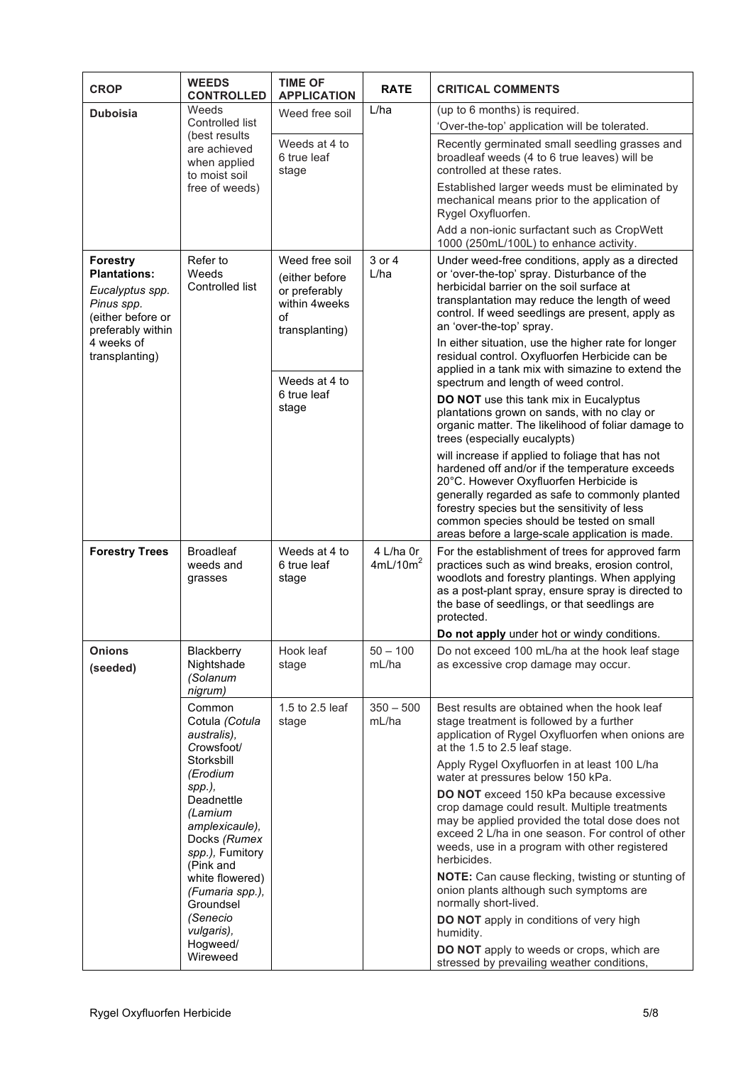| CROP | WEEDS CONTROLLED | TIME OF APPLICATION | RATE | CRITICAL COMMENTS |
|---|---|---|---|---|
| **Duboisia** | Weeds Controlled list (best results are achieved when applied to moist soil free of weeds) | Weed free soil | L/ha | (up to 6 months) is required. 'Over-the-top' application will be tolerated. |
| | | Weeds at 4 to 6 true leaf stage | | Recently germinated small seedling grasses and broadleaf weeds (4 to 6 true leaves) will be controlled at these rates. Established larger weeds must be eliminated by mechanical means prior to the application of Rygel Oxyfluorfen. Add a non-ionic surfactant such as CropWett 1000 (250mL/100L) to enhance activity. |
| **Forestry Plantations:** *Eucalyptus spp. Pinus spp.* (either before or preferably within 4 weeks of transplanting) | Refer to Weeds Controlled list | Weed free soil (either before or preferably within 4weeks of transplanting) | 3 or 4 L/ha | Under weed-free conditions, apply as a directed or 'over-the-top' spray. Disturbance of the herbicidal barrier on the soil surface at transplantation may reduce the length of weed control. If weed seedlings are present, apply as an 'over-the-top' spray. In either situation, use the higher rate for longer residual control. Oxyfluorfen Herbicide can be applied in a tank mix with simazine to extend the spectrum and length of weed control. |
| | | Weeds at 4 to 6 true leaf stage | | **DO NOT** use this tank mix in Eucalyptus plantations grown on sands, with no clay or organic matter. The likelihood of foliar damage to trees (especially eucalypts) will increase if applied to foliage that has not hardened off and/or if the temperature exceeds 20°C. However Oxyfluorfen Herbicide is generally regarded as safe to commonly planted forestry species but the sensitivity of less common species should be tested on small areas before a large-scale application is made. |
| **Forestry Trees** | Broadleaf weeds and grasses | Weeds at 4 to 6 true leaf stage | 4 L/ha 0r 4mL/10m$^2$ | For the establishment of trees for approved farm practices such as wind breaks, erosion control, woodlots and forestry plantings. When applying as a post-plant spray, ensure spray is directed to the base of seedlings, or that seedlings are protected. **Do not apply** under hot or windy conditions. |
| **Onions (seeded)** | Blackberry Nightshade *(Solanum nigrum)* | Hook leaf stage | 50 – 100 mL/ha | Do not exceed 100 mL/ha at the hook leaf stage as excessive crop damage may occur. |
| | Common Cotula *(Cotula australis)*, Crowsfoot/ Storksbill *(Erodium spp.)*, Deadnettle *(Lamium amplexicaule)*, Docks *(Rumex spp.)*, Fumitory (Pink and white flowered) *(Fumaria spp.)*, Groundsel *(Senecio vulgaris)*, Hogweed/ Wireweed | 1.5 to 2.5 leaf stage | 350 – 500 mL/ha | Best results are obtained when the hook leaf stage treatment is followed by a further application of Rygel Oxyfluorfen when onions are at the 1.5 to 2.5 leaf stage. Apply Rygel Oxyfluorfen in at least 100 L/ha water at pressures below 150 kPa. **DO NOT** exceed 150 kPa because excessive crop damage could result. Multiple treatments may be applied provided the total dose does not exceed 2 L/ha in one season. For control of other weeds, use in a program with other registered herbicides. **NOTE:** Can cause flecking, twisting or stunting of onion plants although such symptoms are normally short-lived. **DO NOT** apply in conditions of very high humidity. **DO NOT** apply to weeds or crops, which are stressed by prevailing weather conditions, |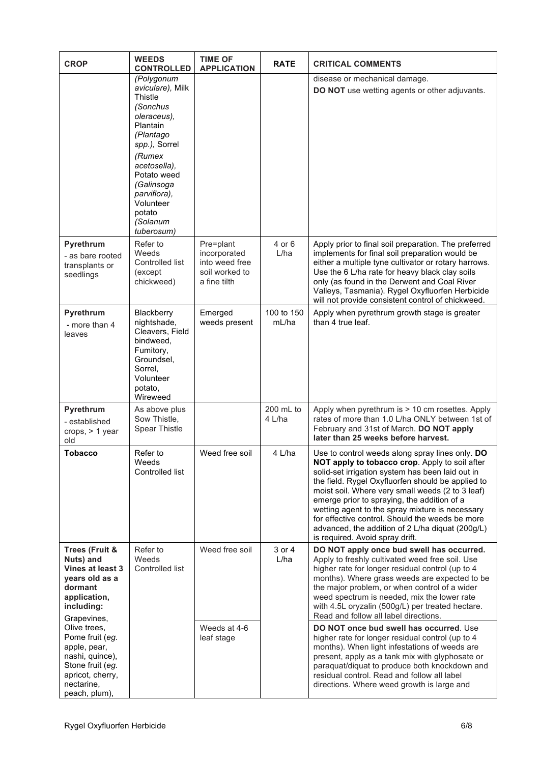| CROP | WEEDS CONTROLLED | TIME OF APPLICATION | RATE | CRITICAL COMMENTS |
|---|---|---|---|---|
| | *(Polygonum aviculare),* Milk Thistle *(Sonchus oleraceus),* Plantain *(Plantago spp.),* Sorrel *(Rumex acetosella),* Potato weed *(Galinsoga parviflora),* Volunteer potato *(Solanum tuberosum)* | | | disease or mechanical damage. **DO NOT** use wetting agents or other adjuvants. |
| **Pyrethrum** - as bare rooted transplants or seedlings | Refer to Weeds Controlled list (except chickweed) | Pre=plant incorporated into weed free soil worked to a fine tilth | 4 or 6 L/ha | Apply prior to final soil preparation. The preferred implements for final soil preparation would be either a multiple tyne cultivator or rotary harrows. Use the 6 L/ha rate for heavy black clay soils only (as found in the Derwent and Coal River Valleys, Tasmania). Rygel Oxyfluorfen Herbicide will not provide consistent control of chickweed. |
| **Pyrethrum** - more than 4 leaves | Blackberry nightshade, Cleavers, Field bindweed, Fumitory, Groundsel, Sorrel, Volunteer potato, Wireweed | Emerged weeds present | 100 to 150 mL/ha | Apply when pyrethrum growth stage is greater than 4 true leaf. |
| **Pyrethrum** - established crops, > 1 year old | As above plus Sow Thistle, Spear Thistle | | 200 mL to 4 L/ha | Apply when pyrethrum is > 10 cm rosettes. Apply rates of more than 1.0 L/ha ONLY between 1st of February and 31st of March. **DO NOT apply later than 25 weeks before harvest.** |
| **Tobacco** | Refer to Weeds Controlled list | Weed free soil | 4 L/ha | Use to control weeds along spray lines only. **DO NOT apply to tobacco crop**. Apply to soil after solid-set irrigation system has been laid out in the field. Rygel Oxyfluorfen should be applied to moist soil. Where very small weeds (2 to 3 leaf) emerge prior to spraying, the addition of a wetting agent to the spray mixture is necessary for effective control. Should the weeds be more advanced, the addition of 2 L/ha diquat (200g/L) is required. Avoid spray drift. |
| **Trees (Fruit & Nuts) and Vines at least 3 years old as a dormant application, including:** Grapevines, Olive trees, Pome fruit (*eg.* apple, pear, nashi, quince), Stone fruit (*eg.* apricot, cherry, nectarine, peach, plum), | Refer to Weeds Controlled list | Weed free soil | 3 or 4 L/ha | **DO NOT apply once bud swell has occurred.** Apply to freshly cultivated weed free soil. Use higher rate for longer residual control (up to 4 months). Where grass weeds are expected to be the major problem, or when control of a wider weed spectrum is needed, mix the lower rate with 4.5L oryzalin (500g/L) per treated hectare. Read and follow all label directions. |
| | | Weeds at 4-6 leaf stage | | **DO NOT once bud swell has occurred**. Use higher rate for longer residual control (up to 4 months). When light infestations of weeds are present, apply as a tank mix with glyphosate or paraquat/diquat to produce both knockdown and residual control. Read and follow all label directions. Where weed growth is large and |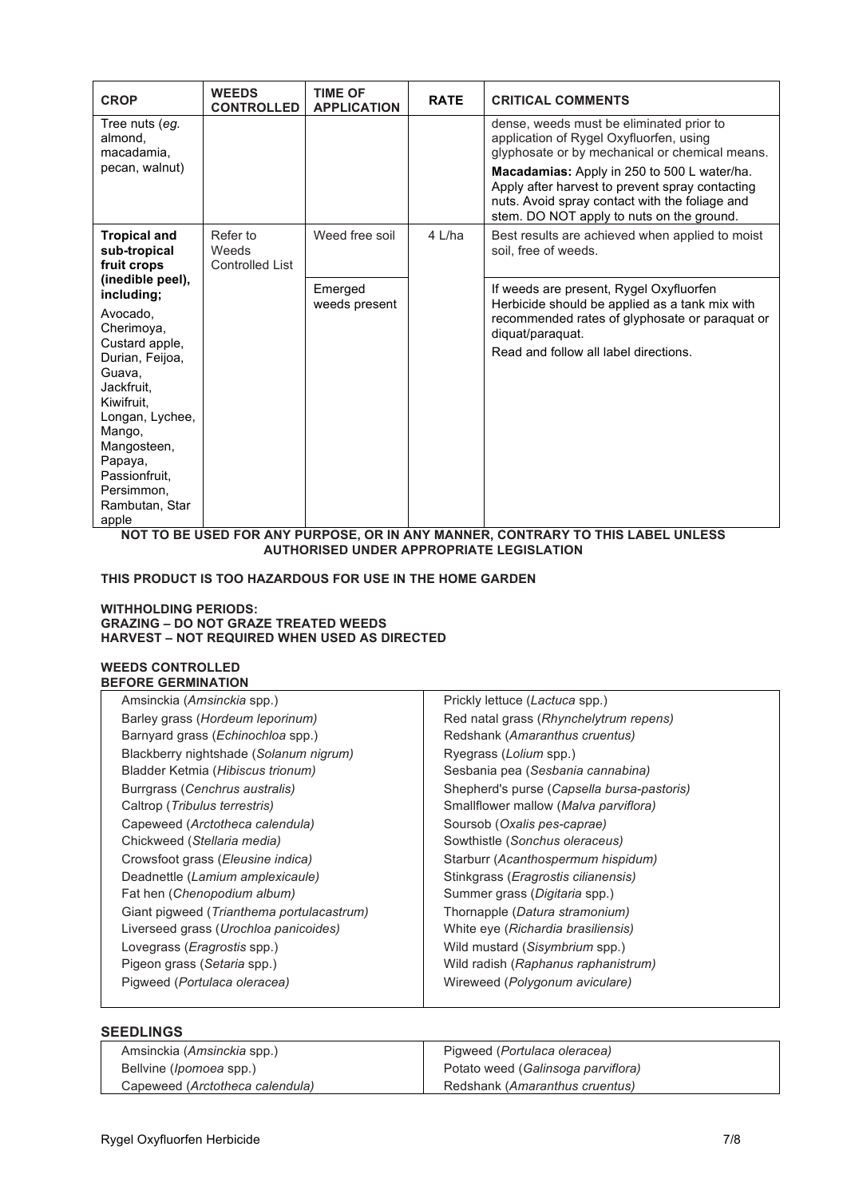| CROP | WEEDS CONTROLLED | TIME OF APPLICATION | RATE | CRITICAL COMMENTS |
|---|---|---|---|---|
| Tree nuts (*eg.* almond, macadamia, pecan, walnut) | | | | dense, weeds must be eliminated prior to application of Rygel Oxyfluorfen, using glyphosate or by mechanical or chemical means. **Macadamias:** Apply in 250 to 500 L water/ha. Apply after harvest to prevent spray contacting nuts. Avoid spray contact with the foliage and stem. DO NOT apply to nuts on the ground. |
| **Tropical and sub-tropical fruit crops (inedible peel), including;** Avocado, Cherimoya, Custard apple, Durian, Feijoa, Guava, Jackfruit, Kiwifruit, Longan, Lychee, Mango, Mangosteen, Papaya, Passionfruit, Persimmon, Rambutan, Star apple | Refer to Weeds Controlled List | Weed free soil | 4 L/ha | Best results are achieved when applied to moist soil, free of weeds. |
| | | Emerged weeds present | | If weeds are present, Rygel Oxyfluorfen Herbicide should be applied as a tank mix with recommended rates of glyphosate or paraquat or diquat/paraquat. Read and follow all label directions. |

**NOT TO BE USED FOR ANY PURPOSE, OR IN ANY MANNER, CONTRARY TO THIS LABEL UNLESS AUTHORISED UNDER APPROPRIATE LEGISLATION**

**THIS PRODUCT IS TOO HAZARDOUS FOR USE IN THE HOME GARDEN**

**WITHHOLDING PERIODS:**
**GRAZING – DO NOT GRAZE TREATED WEEDS**
**HARVEST – NOT REQUIRED WHEN USED AS DIRECTED**

**WEEDS CONTROLLED**
**BEFORE GERMINATION**

| | |
|---|---|
| Amsinckia (*Amsinckia* spp.) | Prickly lettuce (*Lactuca* spp.) |
| Barley grass (*Hordeum leporinum)* | Red natal grass (*Rhynchelytrum repens)* |
| Barnyard grass (*Echinochloa* spp.) | Redshank (*Amaranthus cruentus)* |
| Blackberry nightshade (*Solanum nigrum)* | Ryegrass (*Lolium* spp.) |
| Bladder Ketmia (*Hibiscus trionum)* | Sesbania pea (*Sesbania cannabina)* |
| Burrgrass (*Cenchrus australis)* | Shepherd's purse (*Capsella bursa-pastoris)* |
| Caltrop (*Tribulus terrestris)* | Smallflower mallow (*Malva parviflora)* |
| Capeweed (*Arctotheca calendula)* | Soursob (*Oxalis pes-caprae)* |
| Chickweed (*Stellaria media)* | Sowthistle (*Sonchus oleraceus)* |
| Crowsfoot grass (*Eleusine indica)* | Starburr (*Acanthospermum hispidum)* |
| Deadnettle (*Lamium amplexicaule)* | Stinkgrass (*Eragrostis cilianensis)* |
| Fat hen (*Chenopodium album)* | Summer grass (*Digitaria* spp.) |
| Giant pigweed (*Trianthema portulacastrum)* | Thornapple (*Datura stramonium)* |
| Liverseed grass (*Urochloa panicoides)* | White eye (*Richardia brasiliensis)* |
| Lovegrass (*Eragrostis* spp.) | Wild mustard (*Sisymbrium* spp.) |
| Pigeon grass (*Setaria* spp.) | Wild radish (*Raphanus raphanistrum)* |
| Pigweed (*Portulaca oleracea)* | Wireweed (*Polygonum aviculare)* |

## SEEDLINGS

| | |
|---|---|
| Amsinckia (*Amsinckia* spp.) | Pigweed (*Portulaca oleracea)* |
| Bellvine (*Ipomoea* spp.) | Potato weed (*Galinsoga parviflora)* |
| Capeweed (*Arctotheca calendula)* | Redshank (*Amaranthus cruentus)* |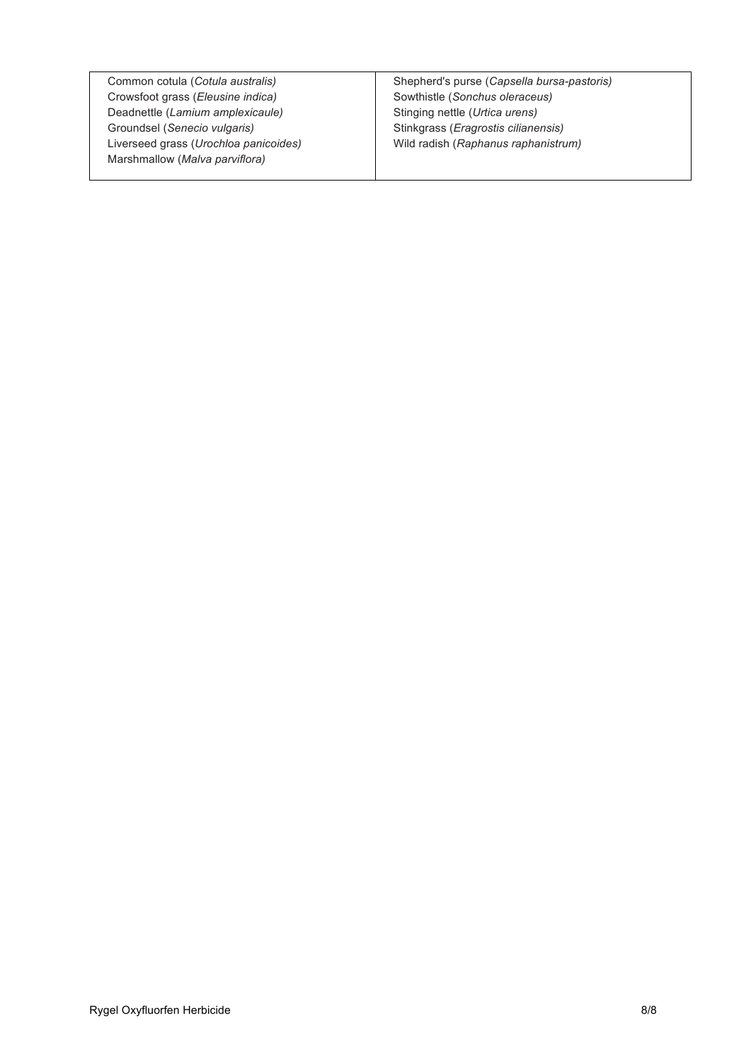| | |
|---|---|
| Common cotula (*Cotula australis)*<br>Crowsfoot grass (*Eleusine indica)*<br>Deadnettle (*Lamium amplexicaule)*<br>Groundsel (*Senecio vulgaris)*<br>Liverseed grass (*Urochloa panicoides)*<br>Marshmallow (*Malva parviflora)* | Shepherd's purse (*Capsella bursa-pastoris)*<br>Sowthistle (*Sonchus oleraceus)*<br>Stinging nettle (*Urtica urens)*<br>Stinkgrass (*Eragrostis cilianensis)*<br>Wild radish (*Raphanus raphanistrum)* |